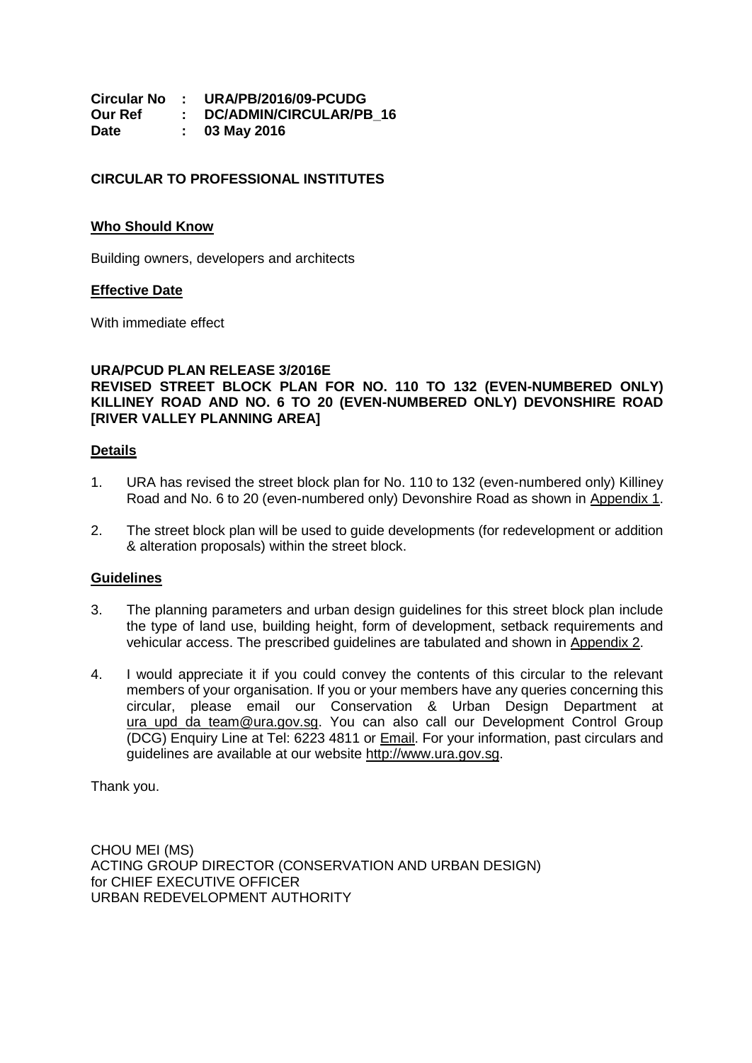**Circular No : URA/PB/2016/09-PCUDG**
**Our Ref : DC/ADMIN/CIRCULAR/PB_16**
**Date : 03 May 2016**

**CIRCULAR TO PROFESSIONAL INSTITUTES**

**Who Should Know**

Building owners, developers and architects

**Effective Date**

With immediate effect

**URA/PCUD PLAN RELEASE 3/2016E**
**REVISED STREET BLOCK PLAN FOR NO. 110 TO 132 (EVEN-NUMBERED ONLY) KILLINEY ROAD AND NO. 6 TO 20 (EVEN-NUMBERED ONLY) DEVONSHIRE ROAD [RIVER VALLEY PLANNING AREA]**

**Details**

1. URA has revised the street block plan for No. 110 to 132 (even-numbered only) Killiney Road and No. 6 to 20 (even-numbered only) Devonshire Road as shown in Appendix 1.

2. The street block plan will be used to guide developments (for redevelopment or addition & alteration proposals) within the street block.

**Guidelines**

3. The planning parameters and urban design guidelines for this street block plan include the type of land use, building height, form of development, setback requirements and vehicular access. The prescribed guidelines are tabulated and shown in Appendix 2.

4. I would appreciate it if you could convey the contents of this circular to the relevant members of your organisation. If you or your members have any queries concerning this circular, please email our Conservation & Urban Design Department at ura_upd_da_team@ura.gov.sg. You can also call our Development Control Group (DCG) Enquiry Line at Tel: 6223 4811 or Email. For your information, past circulars and guidelines are available at our website http://www.ura.gov.sg.

Thank you.

CHOU MEI (MS)
ACTING GROUP DIRECTOR (CONSERVATION AND URBAN DESIGN)
for CHIEF EXECUTIVE OFFICER
URBAN REDEVELOPMENT AUTHORITY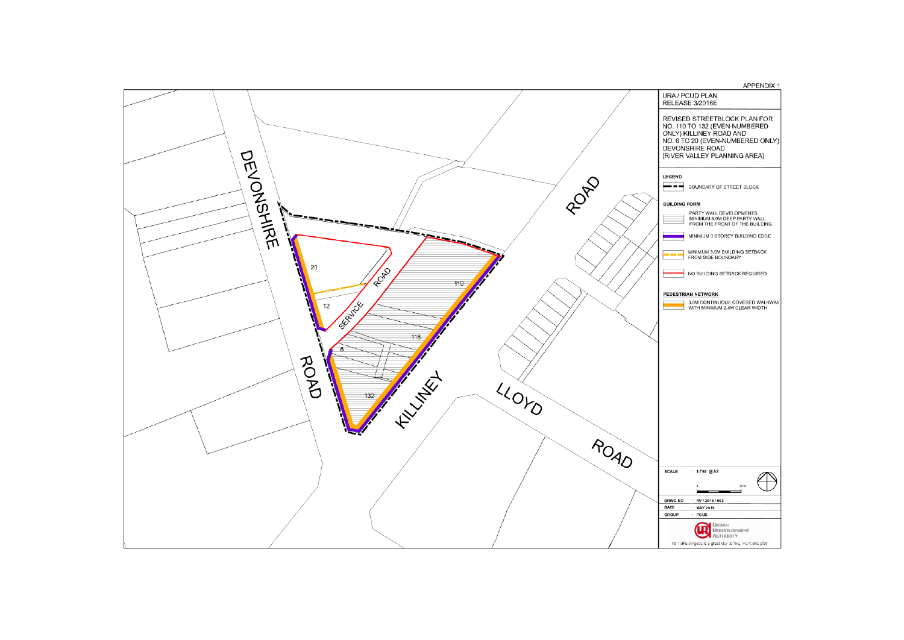APPENDIX 1

URA / PCUD PLAN
RELEASE 3/2016E

REVISED STREETBLOCK PLAN FOR NO. 110 TO 132 (EVEN-NUMBERED ONLY) KILLINEY ROAD AND NO. 6 TO 20 (EVEN-NUMBERED ONLY) DEVONSHIRE ROAD
[RIVER VALLEY PLANNING AREA]

**LEGEND**

BOUNDARY OF STREET BLOCK

**BUILDING FORM**

PARTY WALL DEVELOPMENTS, MINIMUM 8.0M DEEP PARTY WALL FROM THE FRONT OF THE BUILDING

MINIMUM 3 STOREY BUILDING EDGE

MINIMUM 3.0M BUILDING SETBACK FROM SIDE BOUNDARY

NO BUILDING SETBACK REQUIRED

**PEDESTRIAN NETWORK**

3.0M CONTINUOUS COVERED WALKWAY WITH MINIMUM 2.4M CLEAR WIDTH

DEVONSHIRE ROAD

KILLINEY ROAD

LLOYD ROAD

SERVICE ROAD

20

12

8

110

118

132

SCALE : 1:750 @A3

DRWG NO : RV / 2016 / 002
DATE : MAY 2016
GROUP : PCUD

URBAN REDEVELOPMENT AUTHORITY
To make Singapore a great city to live, work and play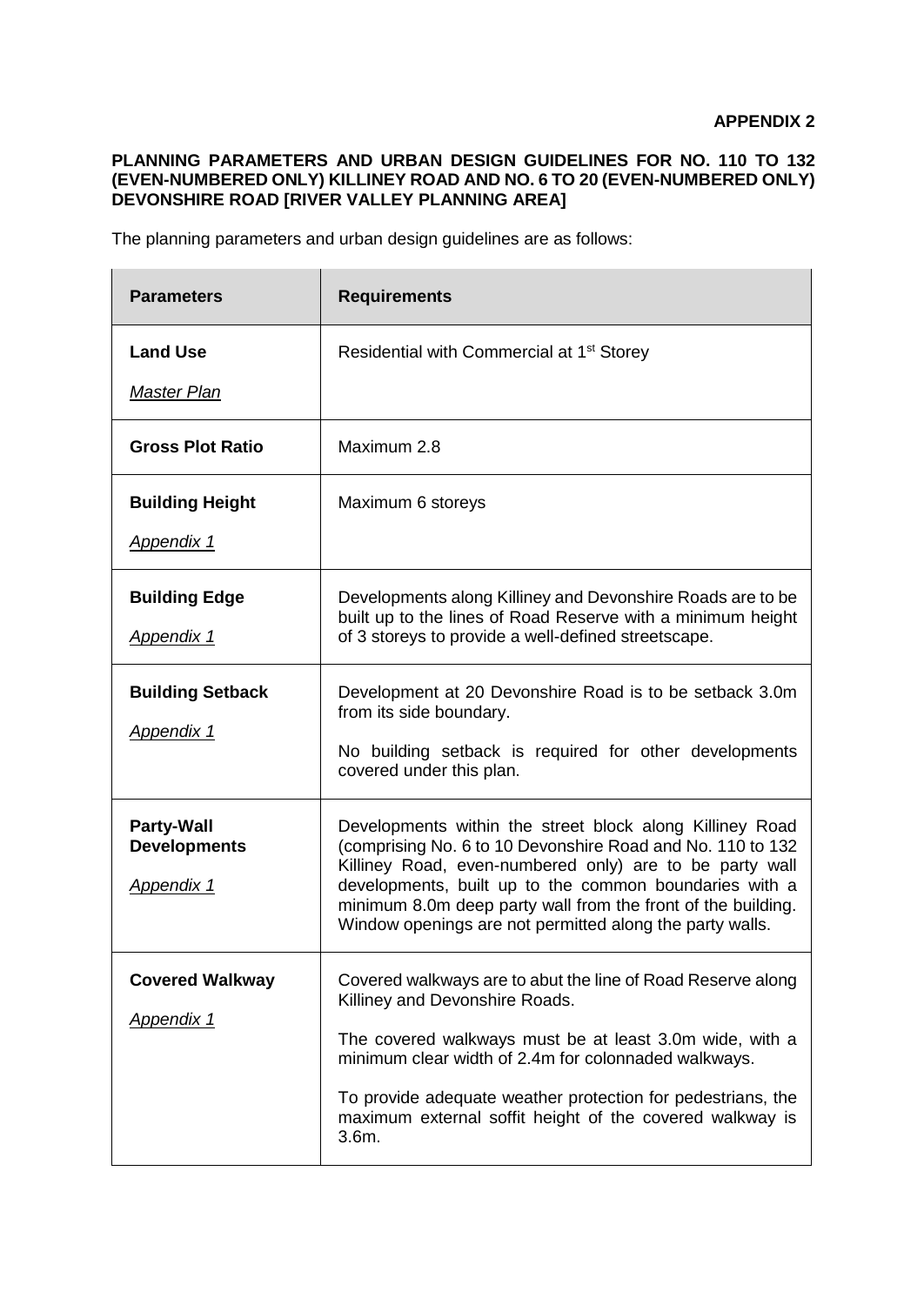**APPENDIX 2**

**PLANNING PARAMETERS AND URBAN DESIGN GUIDELINES FOR NO. 110 TO 132 (EVEN-NUMBERED ONLY) KILLINEY ROAD AND NO. 6 TO 20 (EVEN-NUMBERED ONLY) DEVONSHIRE ROAD [RIVER VALLEY PLANNING AREA]**

The planning parameters and urban design guidelines are as follows:

| Parameters | Requirements |
| --- | --- |
| **Land Use**<br><br>_Master Plan_ | Residential with Commercial at 1st Storey |
| **Gross Plot Ratio** | Maximum 2.8 |
| **Building Height**<br><br>_Appendix 1_ | Maximum 6 storeys |
| **Building Edge**<br><br>_Appendix 1_ | Developments along Killiney and Devonshire Roads are to be built up to the lines of Road Reserve with a minimum height of 3 storeys to provide a well-defined streetscape. |
| **Building Setback**<br><br>_Appendix 1_ | Development at 20 Devonshire Road is to be setback 3.0m from its side boundary.<br><br>No building setback is required for other developments covered under this plan. |
| **Party-Wall Developments**<br><br>_Appendix 1_ | Developments within the street block along Killiney Road (comprising No. 6 to 10 Devonshire Road and No. 110 to 132 Killiney Road, even-numbered only) are to be party wall developments, built up to the common boundaries with a minimum 8.0m deep party wall from the front of the building. Window openings are not permitted along the party walls. |
| **Covered Walkway**<br><br>_Appendix 1_ | Covered walkways are to abut the line of Road Reserve along Killiney and Devonshire Roads.<br><br>The covered walkways must be at least 3.0m wide, with a minimum clear width of 2.4m for colonnaded walkways.<br><br>To provide adequate weather protection for pedestrians, the maximum external soffit height of the covered walkway is 3.6m. |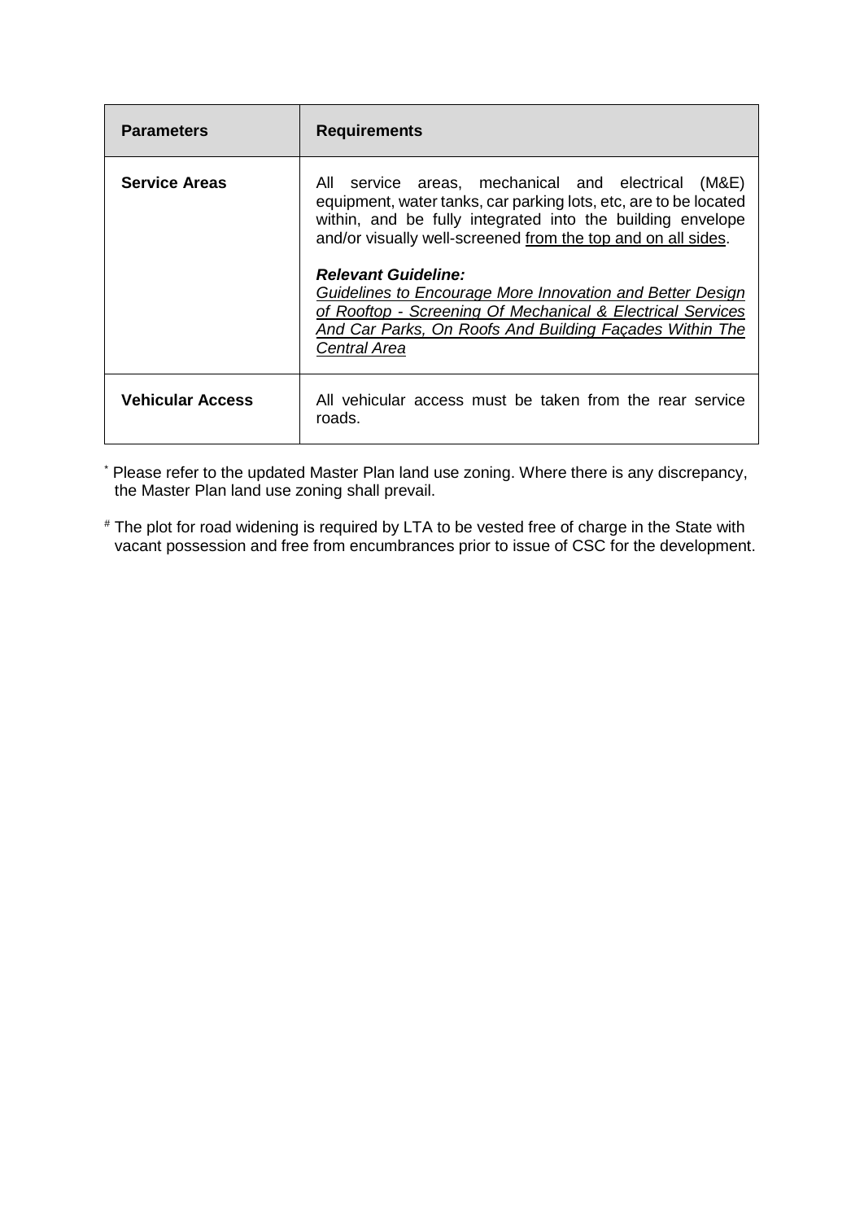| **Parameters** | **Requirements** |
|---|---|
| **Service Areas** | All service areas, mechanical and electrical (M&E) equipment, water tanks, car parking lots, etc, are to be located within, and be fully integrated into the building envelope and/or visually well-screened <u>from the top and on all sides</u>.<br><br>***Relevant Guideline:***<br>*<u>Guidelines to Encourage More Innovation and Better Design of Rooftop - Screening Of Mechanical & Electrical Services And Car Parks, On Roofs And Building Façades Within The Central Area</u>* |
| **Vehicular Access** | All vehicular access must be taken from the rear service roads. |

[*] Please refer to the updated Master Plan land use zoning. Where there is any discrepancy, the Master Plan land use zoning shall prevail.

[#] The plot for road widening is required by LTA to be vested free of charge in the State with vacant possession and free from encumbrances prior to issue of CSC for the development.